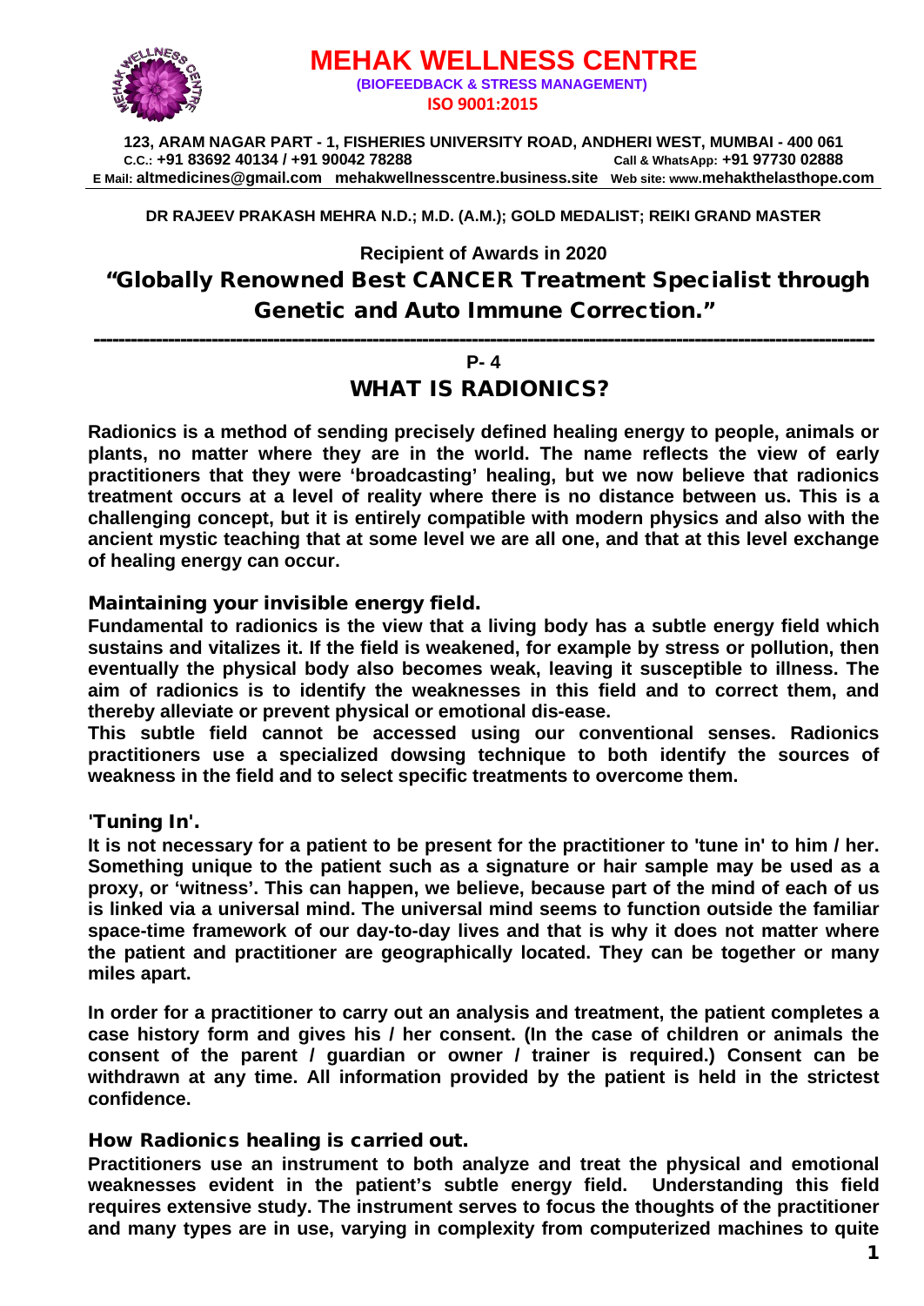# MEHAK WELLNESS CENTRE

**(BIOFEEDBACK & STRESS MANAGEMENT)**

**ISO 9001:2015**

**123, ARAM NAGAR PART - 1, FISHERIES UNIVERSITY ROAD, ANDHERI WEST, MUMBAI - 400 061**
**C.C.: +91 83692 40134 / +91 90042 78288** **Call & WhatsApp: +91 97730 02888**
**E Mail: altmedicines@gmail.com mehakwellnesscentre.business.site Web site: www.mehakthelasthope.com**

**DR RAJEEV PRAKASH MEHRA N.D.; M.D. (A.M.); GOLD MEDALIST; REIKI GRAND MASTER**

**Recipient of Awards in 2020**

## "Globally Renowned Best CANCER Treatment Specialist through Genetic and Auto Immune Correction."

---

**P- 4**

## WHAT IS RADIONICS?

**Radionics is a method of sending precisely defined healing energy to people, animals or plants, no matter where they are in the world. The name reflects the view of early practitioners that they were 'broadcasting' healing, but we now believe that radionics treatment occurs at a level of reality where there is no distance between us. This is a challenging concept, but it is entirely compatible with modern physics and also with the ancient mystic teaching that at some level we are all one, and that at this level exchange of healing energy can occur.**

### Maintaining your invisible energy field.

**Fundamental to radionics is the view that a living body has a subtle energy field which sustains and vitalizes it. If the field is weakened, for example by stress or pollution, then eventually the physical body also becomes weak, leaving it susceptible to illness. The aim of radionics is to identify the weaknesses in this field and to correct them, and thereby alleviate or prevent physical or emotional dis-ease.**

**This subtle field cannot be accessed using our conventional senses. Radionics practitioners use a specialized dowsing technique to both identify the sources of weakness in the field and to select specific treatments to overcome them.**

### 'Tuning In'.

**It is not necessary for a patient to be present for the practitioner to 'tune in' to him / her. Something unique to the patient such as a signature or hair sample may be used as a proxy, or 'witness'. This can happen, we believe, because part of the mind of each of us is linked via a universal mind. The universal mind seems to function outside the familiar space-time framework of our day-to-day lives and that is why it does not matter where the patient and practitioner are geographically located. They can be together or many miles apart.**

**In order for a practitioner to carry out an analysis and treatment, the patient completes a case history form and gives his / her consent. (In the case of children or animals the consent of the parent / guardian or owner / trainer is required.) Consent can be withdrawn at any time. All information provided by the patient is held in the strictest confidence.**

### How Radionics healing is carried out.

**Practitioners use an instrument to both analyze and treat the physical and emotional weaknesses evident in the patient's subtle energy field. Understanding this field requires extensive study. The instrument serves to focus the thoughts of the practitioner and many types are in use, varying in complexity from computerized machines to quite**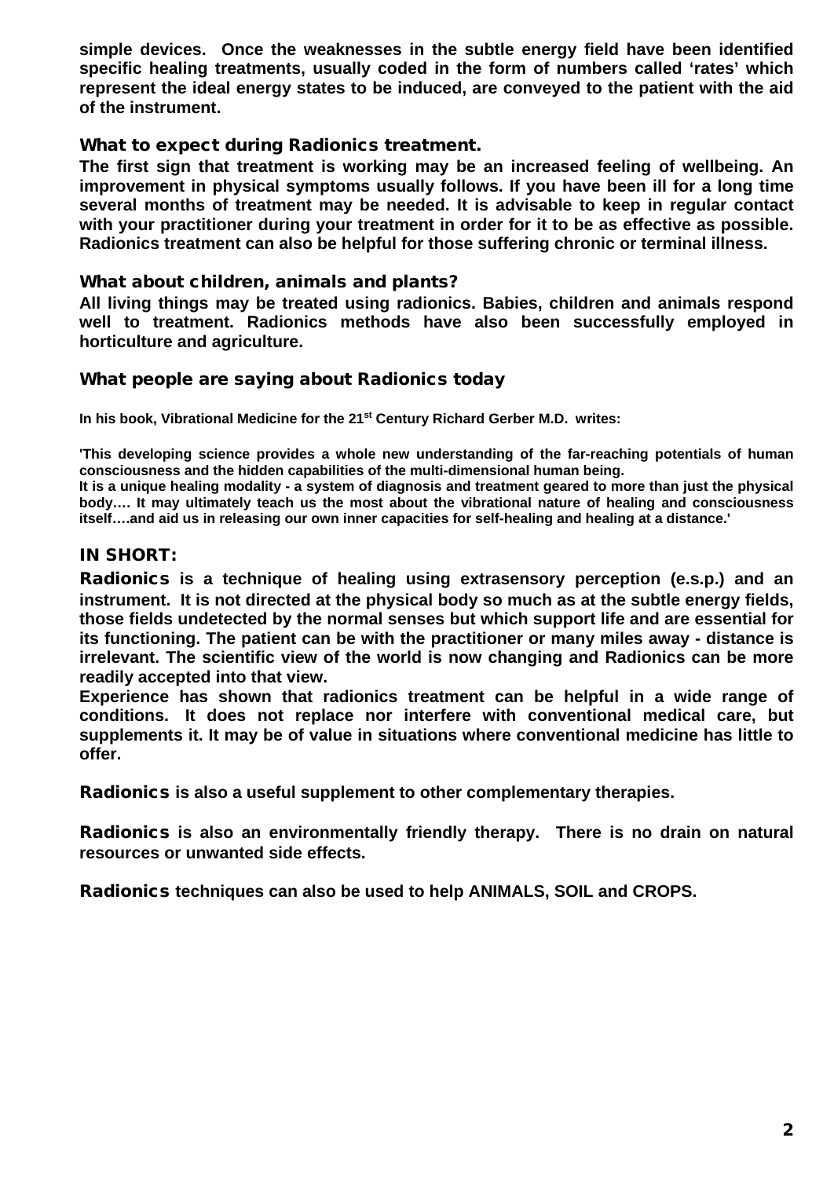**simple devices. Once the weaknesses in the subtle energy field have been identified specific healing treatments, usually coded in the form of numbers called 'rates' which represent the ideal energy states to be induced, are conveyed to the patient with the aid of the instrument.**

## What to expect during Radionics treatment.

**The first sign that treatment is working may be an increased feeling of wellbeing. An improvement in physical symptoms usually follows. If you have been ill for a long time several months of treatment may be needed. It is advisable to keep in regular contact with your practitioner during your treatment in order for it to be as effective as possible. Radionics treatment can also be helpful for those suffering chronic or terminal illness.**

## What about children, animals and plants?

**All living things may be treated using radionics. Babies, children and animals respond well to treatment. Radionics methods have also been successfully employed in horticulture and agriculture.**

## What people are saying about Radionics today

**In his book, Vibrational Medicine for the 21st Century Richard Gerber M.D. writes:**

**'This developing science provides a whole new understanding of the far-reaching potentials of human consciousness and the hidden capabilities of the multi-dimensional human being.**
**It is a unique healing modality - a system of diagnosis and treatment geared to more than just the physical body…. It may ultimately teach us the most about the vibrational nature of healing and consciousness itself….and aid us in releasing our own inner capacities for self-healing and healing at a distance.'**

## IN SHORT:

**Radionics is a technique of healing using extrasensory perception (e.s.p.) and an instrument. It is not directed at the physical body so much as at the subtle energy fields, those fields undetected by the normal senses but which support life and are essential for its functioning. The patient can be with the practitioner or many miles away - distance is irrelevant. The scientific view of the world is now changing and Radionics can be more readily accepted into that view.**
**Experience has shown that radionics treatment can be helpful in a wide range of conditions. It does not replace nor interfere with conventional medical care, but supplements it. It may be of value in situations where conventional medicine has little to offer.**

**Radionics is also a useful supplement to other complementary therapies.**

**Radionics is also an environmentally friendly therapy. There is no drain on natural resources or unwanted side effects.**

**Radionics techniques can also be used to help ANIMALS, SOIL and CROPS.**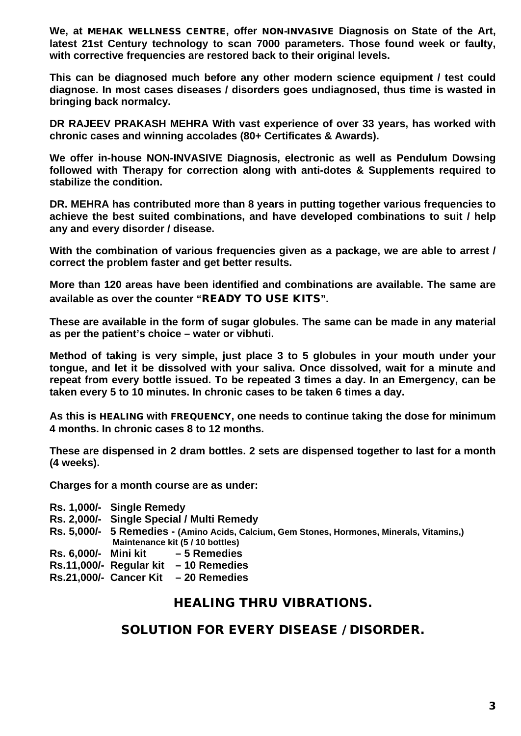**We, at MEHAK WELLNESS CENTRE, offer NON-INVASIVE Diagnosis on State of the Art, latest 21st Century technology to scan 7000 parameters. Those found week or faulty, with corrective frequencies are restored back to their original levels.**

**This can be diagnosed much before any other modern science equipment / test could diagnose. In most cases diseases / disorders goes undiagnosed, thus time is wasted in bringing back normalcy.**

**DR RAJEEV PRAKASH MEHRA With vast experience of over 33 years, has worked with chronic cases and winning accolades (80+ Certificates & Awards).**

**We offer in-house NON-INVASIVE Diagnosis, electronic as well as Pendulum Dowsing followed with Therapy for correction along with anti-dotes & Supplements required to stabilize the condition.**

**DR. MEHRA has contributed more than 8 years in putting together various frequencies to achieve the best suited combinations, and have developed combinations to suit / help any and every disorder / disease.**

**With the combination of various frequencies given as a package, we are able to arrest / correct the problem faster and get better results.**

**More than 120 areas have been identified and combinations are available. The same are available as over the counter "READY TO USE KITS".**

**These are available in the form of sugar globules. The same can be made in any material as per the patient's choice – water or vibhuti.**

**Method of taking is very simple, just place 3 to 5 globules in your mouth under your tongue, and let it be dissolved with your saliva. Once dissolved, wait for a minute and repeat from every bottle issued. To be repeated 3 times a day. In an Emergency, can be taken every 5 to 10 minutes. In chronic cases to be taken 6 times a day.**

**As this is HEALING with FREQUENCY, one needs to continue taking the dose for minimum 4 months. In chronic cases 8 to 12 months.**

**These are dispensed in 2 dram bottles. 2 sets are dispensed together to last for a month (4 weeks).**

**Charges for a month course are as under:**

**Rs. 1,000/- Single Remedy**
**Rs. 2,000/- Single Special / Multi Remedy**
**Rs. 5,000/- 5 Remedies - (Amino Acids, Calcium, Gem Stones, Hormones, Minerals, Vitamins,) Maintenance kit (5 / 10 bottles)**
**Rs. 6,000/- Mini kit – 5 Remedies**
**Rs.11,000/- Regular kit – 10 Remedies**
**Rs.21,000/- Cancer Kit – 20 Remedies**

## HEALING THRU VIBRATIONS.

## SOLUTION FOR EVERY DISEASE / DISORDER.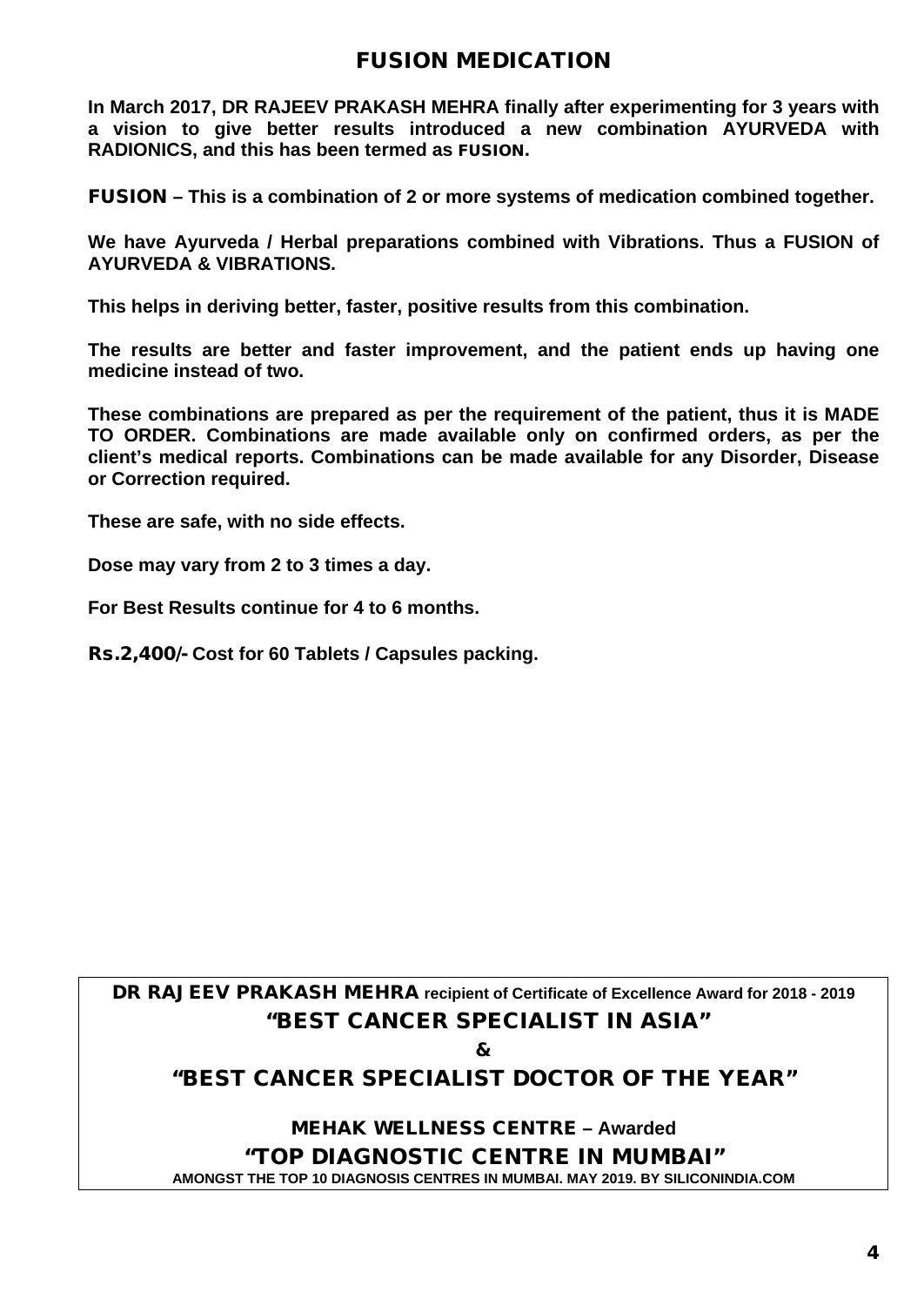# FUSION MEDICATION

**In March 2017, DR RAJEEV PRAKASH MEHRA finally after experimenting for 3 years with a vision to give better results introduced a new combination AYURVEDA with RADIONICS, and this has been termed as FUSION.**

**FUSION – This is a combination of 2 or more systems of medication combined together.**

**We have Ayurveda / Herbal preparations combined with Vibrations. Thus a FUSION of AYURVEDA & VIBRATIONS.**

**This helps in deriving better, faster, positive results from this combination.**

**The results are better and faster improvement, and the patient ends up having one medicine instead of two.**

**These combinations are prepared as per the requirement of the patient, thus it is MADE TO ORDER. Combinations are made available only on confirmed orders, as per the client's medical reports. Combinations can be made available for any Disorder, Disease or Correction required.**

**These are safe, with no side effects.**

**Dose may vary from 2 to 3 times a day.**

**For Best Results continue for 4 to 6 months.**

**Rs.2,400/- Cost for 60 Tablets / Capsules packing.**

**DR RAJEEV PRAKASH MEHRA recipient of Certificate of Excellence Award for 2018 - 2019**

**"BEST CANCER SPECIALIST IN ASIA"**

**&**

**"BEST CANCER SPECIALIST DOCTOR OF THE YEAR"**

**MEHAK WELLNESS CENTRE – Awarded**

**"TOP DIAGNOSTIC CENTRE IN MUMBAI"**

**AMONGST THE TOP 10 DIAGNOSIS CENTRES IN MUMBAI. MAY 2019. BY SILICONINDIA.COM**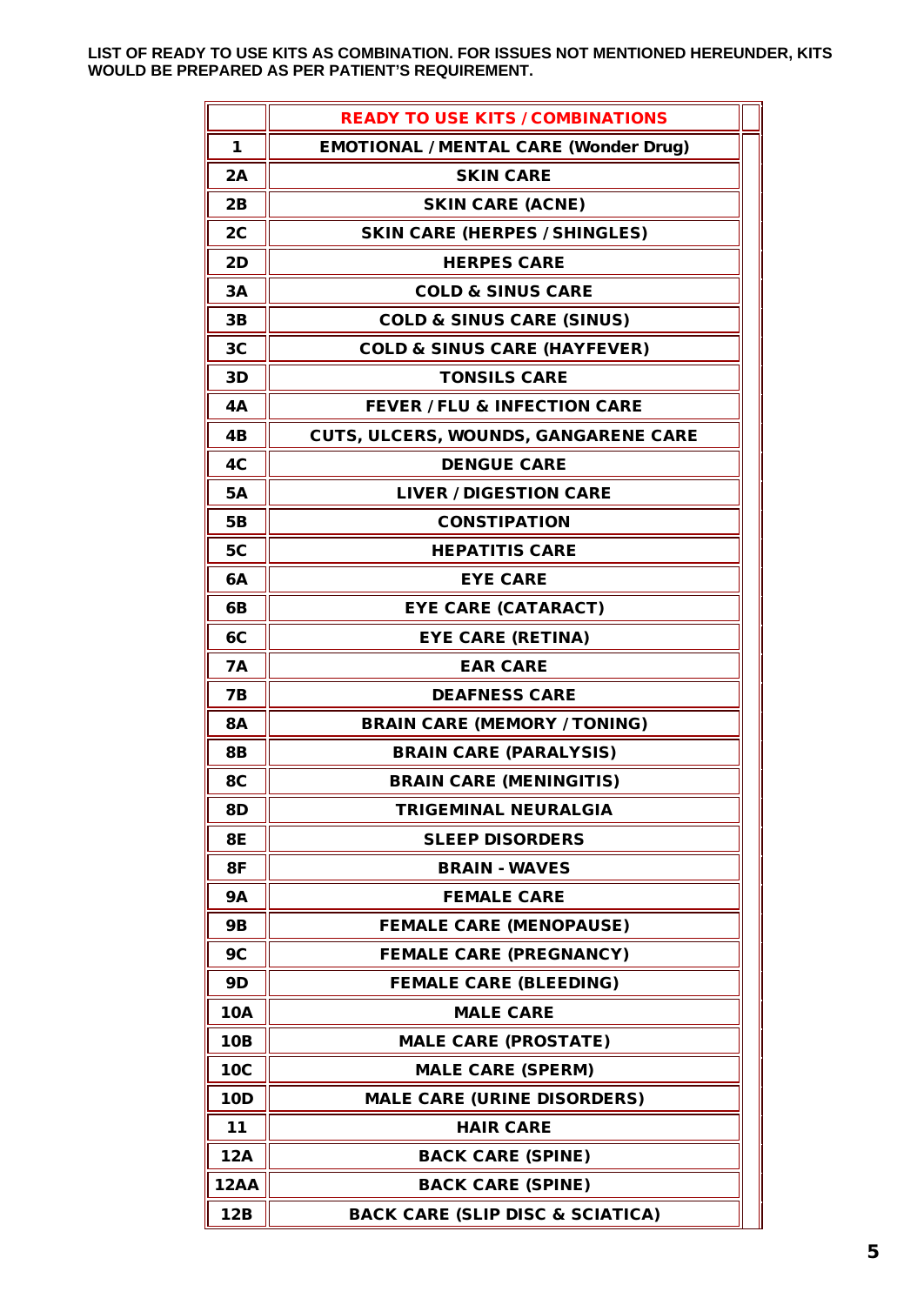**LIST OF READY TO USE KITS AS COMBINATION. FOR ISSUES NOT MENTIONED HEREUNDER, KITS WOULD BE PREPARED AS PER PATIENT'S REQUIREMENT.**

| | READY TO USE KITS / COMBINATIONS |
|---|---|
| 1 | EMOTIONAL / MENTAL CARE (Wonder Drug) |
| 2A | SKIN CARE |
| 2B | SKIN CARE (ACNE) |
| 2C | SKIN CARE (HERPES / SHINGLES) |
| 2D | HERPES CARE |
| 3A | COLD & SINUS CARE |
| 3B | COLD & SINUS CARE (SINUS) |
| 3C | COLD & SINUS CARE (HAYFEVER) |
| 3D | TONSILS CARE |
| 4A | FEVER / FLU & INFECTION CARE |
| 4B | CUTS, ULCERS, WOUNDS, GANGARENE CARE |
| 4C | DENGUE CARE |
| 5A | LIVER / DIGESTION CARE |
| 5B | CONSTIPATION |
| 5C | HEPATITIS CARE |
| 6A | EYE CARE |
| 6B | EYE CARE (CATARACT) |
| 6C | EYE CARE (RETINA) |
| 7A | EAR CARE |
| 7B | DEAFNESS CARE |
| 8A | BRAIN CARE (MEMORY / TONING) |
| 8B | BRAIN CARE (PARALYSIS) |
| 8C | BRAIN CARE (MENINGITIS) |
| 8D | TRIGEMINAL NEURALGIA |
| 8E | SLEEP DISORDERS |
| 8F | BRAIN - WAVES |
| 9A | FEMALE CARE |
| 9B | FEMALE CARE (MENOPAUSE) |
| 9C | FEMALE CARE (PREGNANCY) |
| 9D | FEMALE CARE (BLEEDING) |
| 10A | MALE CARE |
| 10B | MALE CARE (PROSTATE) |
| 10C | MALE CARE (SPERM) |
| 10D | MALE CARE (URINE DISORDERS) |
| 11 | HAIR CARE |
| 12A | BACK CARE (SPINE) |
| 12AA | BACK CARE (SPINE) |
| 12B | BACK CARE (SLIP DISC & SCIATICA) |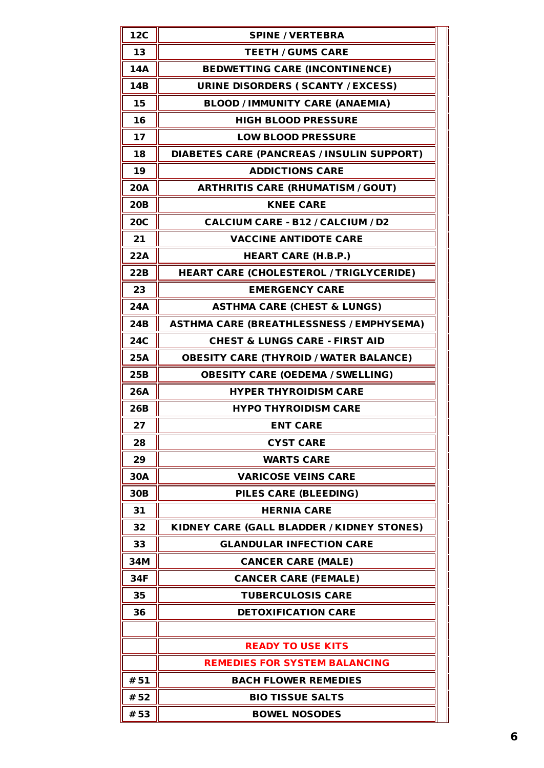| | |
|---|---|
| 12C | SPINE / VERTEBRA |
| 13 | TEETH / GUMS CARE |
| 14A | BEDWETTING CARE (INCONTINENCE) |
| 14B | URINE DISORDERS ( SCANTY / EXCESS) |
| 15 | BLOOD / IMMUNITY CARE (ANAEMIA) |
| 16 | HIGH BLOOD PRESSURE |
| 17 | LOW BLOOD PRESSURE |
| 18 | DIABETES CARE (PANCREAS / INSULIN SUPPORT) |
| 19 | ADDICTIONS CARE |
| 20A | ARTHRITIS CARE (RHUMATISM / GOUT) |
| 20B | KNEE CARE |
| 20C | CALCIUM CARE - B12 / CALCIUM / D2 |
| 21 | VACCINE ANTIDOTE CARE |
| 22A | HEART CARE (H.B.P.) |
| 22B | HEART CARE (CHOLESTEROL / TRIGLYCERIDE) |
| 23 | EMERGENCY CARE |
| 24A | ASTHMA CARE (CHEST & LUNGS) |
| 24B | ASTHMA CARE (BREATHLESSNESS / EMPHYSEMA) |
| 24C | CHEST & LUNGS CARE - FIRST AID |
| 25A | OBESITY CARE (THYROID / WATER BALANCE) |
| 25B | OBESITY CARE (OEDEMA / SWELLING) |
| 26A | HYPER THYROIDISM CARE |
| 26B | HYPO THYROIDISM CARE |
| 27 | ENT CARE |
| 28 | CYST CARE |
| 29 | WARTS CARE |
| 30A | VARICOSE VEINS CARE |
| 30B | PILES CARE (BLEEDING) |
| 31 | HERNIA CARE |
| 32 | KIDNEY CARE (GALL BLADDER / KIDNEY STONES) |
| 33 | GLANDULAR INFECTION CARE |
| 34M | CANCER CARE (MALE) |
| 34F | CANCER CARE (FEMALE) |
| 35 | TUBERCULOSIS CARE |
| 36 | DETOXIFICATION CARE |
| | |
| | READY TO USE KITS |
| | REMEDIES FOR SYSTEM BALANCING |
| # 51 | BACH FLOWER REMEDIES |
| # 52 | BIO TISSUE SALTS |
| # 53 | BOWEL NOSODES |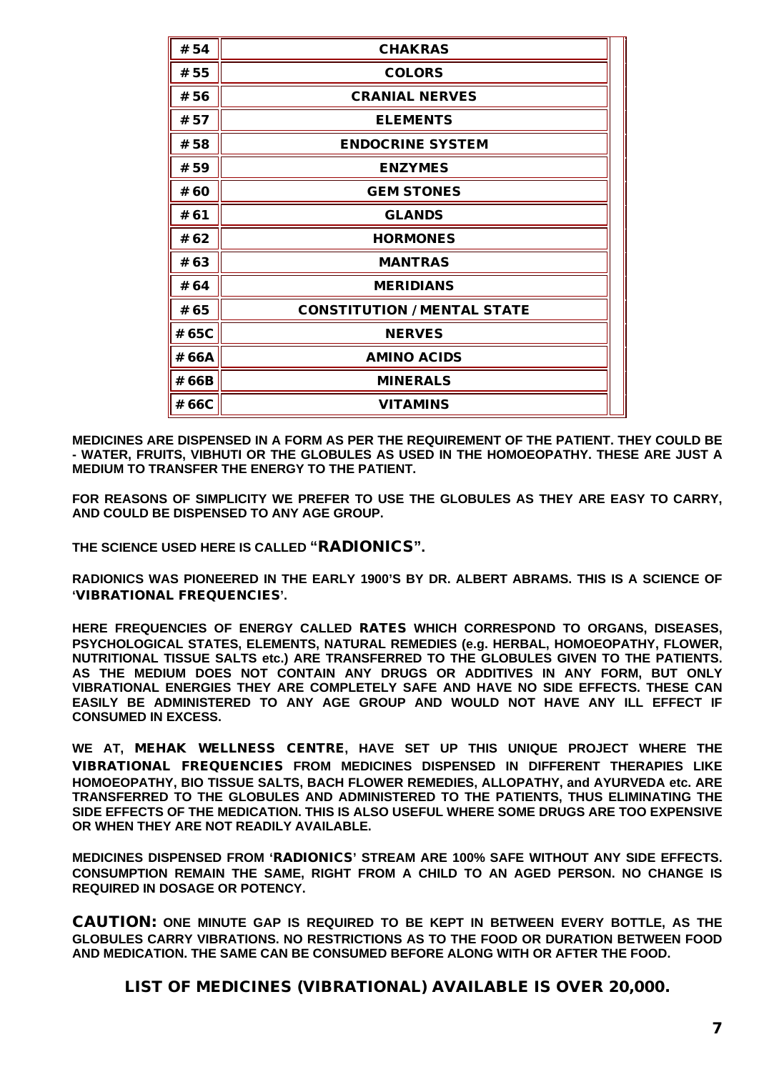| | |
|---|---|
| #54 | CHAKRAS |
| #55 | COLORS |
| #56 | CRANIAL NERVES |
| #57 | ELEMENTS |
| #58 | ENDOCRINE SYSTEM |
| #59 | ENZYMES |
| #60 | GEM STONES |
| #61 | GLANDS |
| #62 | HORMONES |
| #63 | MANTRAS |
| #64 | MERIDIANS |
| #65 | CONSTITUTION / MENTAL STATE |
| #65C | NERVES |
| #66A | AMINO ACIDS |
| #66B | MINERALS |
| #66C | VITAMINS |

**MEDICINES ARE DISPENSED IN A FORM AS PER THE REQUIREMENT OF THE PATIENT. THEY COULD BE - WATER, FRUITS, VIBHUTI OR THE GLOBULES AS USED IN THE HOMOEOPATHY. THESE ARE JUST A MEDIUM TO TRANSFER THE ENERGY TO THE PATIENT.**

**FOR REASONS OF SIMPLICITY WE PREFER TO USE THE GLOBULES AS THEY ARE EASY TO CARRY, AND COULD BE DISPENSED TO ANY AGE GROUP.**

**THE SCIENCE USED HERE IS CALLED "RADIONICS".**

**RADIONICS WAS PIONEERED IN THE EARLY 1900'S BY DR. ALBERT ABRAMS. THIS IS A SCIENCE OF 'VIBRATIONAL FREQUENCIES'.**

**HERE FREQUENCIES OF ENERGY CALLED RATES WHICH CORRESPOND TO ORGANS, DISEASES, PSYCHOLOGICAL STATES, ELEMENTS, NATURAL REMEDIES (e.g. HERBAL, HOMOEOPATHY, FLOWER, NUTRITIONAL TISSUE SALTS etc.) ARE TRANSFERRED TO THE GLOBULES GIVEN TO THE PATIENTS. AS THE MEDIUM DOES NOT CONTAIN ANY DRUGS OR ADDITIVES IN ANY FORM, BUT ONLY VIBRATIONAL ENERGIES THEY ARE COMPLETELY SAFE AND HAVE NO SIDE EFFECTS. THESE CAN EASILY BE ADMINISTERED TO ANY AGE GROUP AND WOULD NOT HAVE ANY ILL EFFECT IF CONSUMED IN EXCESS.**

**WE AT, MEHAK WELLNESS CENTRE, HAVE SET UP THIS UNIQUE PROJECT WHERE THE VIBRATIONAL FREQUENCIES FROM MEDICINES DISPENSED IN DIFFERENT THERAPIES LIKE HOMOEOPATHY, BIO TISSUE SALTS, BACH FLOWER REMEDIES, ALLOPATHY, and AYURVEDA etc. ARE TRANSFERRED TO THE GLOBULES AND ADMINISTERED TO THE PATIENTS, THUS ELIMINATING THE SIDE EFFECTS OF THE MEDICATION. THIS IS ALSO USEFUL WHERE SOME DRUGS ARE TOO EXPENSIVE OR WHEN THEY ARE NOT READILY AVAILABLE.**

**MEDICINES DISPENSED FROM 'RADIONICS' STREAM ARE 100% SAFE WITHOUT ANY SIDE EFFECTS. CONSUMPTION REMAIN THE SAME, RIGHT FROM A CHILD TO AN AGED PERSON. NO CHANGE IS REQUIRED IN DOSAGE OR POTENCY.**

**CAUTION: ONE MINUTE GAP IS REQUIRED TO BE KEPT IN BETWEEN EVERY BOTTLE, AS THE GLOBULES CARRY VIBRATIONS. NO RESTRICTIONS AS TO THE FOOD OR DURATION BETWEEN FOOD AND MEDICATION. THE SAME CAN BE CONSUMED BEFORE ALONG WITH OR AFTER THE FOOD.**

**LIST OF MEDICINES (VIBRATIONAL) AVAILABLE IS OVER 20,000.**